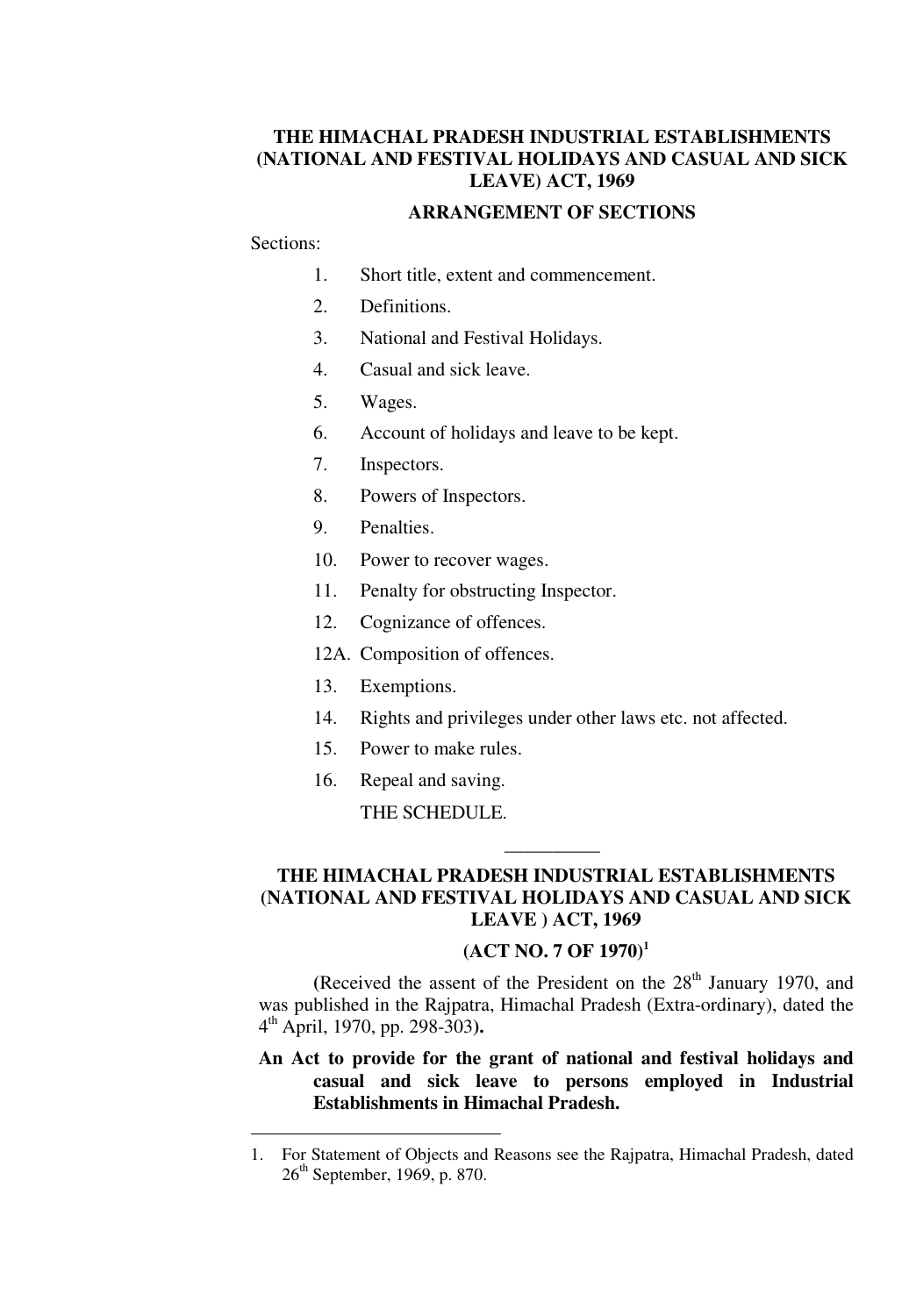# THE HIMACHAL PRADESH INDUSTRIAL ESTABLISHMENTS (NATIONAL AND FESTIVAL HOLIDAYS AND CASUAL AND SICK LEAVE) ACT, 1969

## ARRANGEMENT OF SECTIONS

Sections:

1. Short title, extent and commencement.
2. Definitions.
3. National and Festival Holidays.
4. Casual and sick leave.
5. Wages.
6. Account of holidays and leave to be kept.
7. Inspectors.
8. Powers of Inspectors.
9. Penalties.
10. Power to recover wages.
11. Penalty for obstructing Inspector.
12. Cognizance of offences.

12A. Composition of offences.

13. Exemptions.
14. Rights and privileges under other laws etc. not affected.
15. Power to make rules.
16. Repeal and saving.

THE SCHEDULE.

__________

# THE HIMACHAL PRADESH INDUSTRIAL ESTABLISHMENTS (NATIONAL AND FESTIVAL HOLIDAYS AND CASUAL AND SICK LEAVE ) ACT, 1969

## (ACT NO. 7 OF 1970)[1]

(Received the assent of the President on the 28th January 1970, and was published in the Rajpatra, Himachal Pradesh (Extra-ordinary), dated the 4th April, 1970, pp. 298-303**).**

**An Act to provide for the grant of national and festival holidays and casual and sick leave to persons employed in Industrial Establishments in Himachal Pradesh.**

---

1. For Statement of Objects and Reasons see the Rajpatra, Himachal Pradesh, dated 26th September, 1969, p. 870.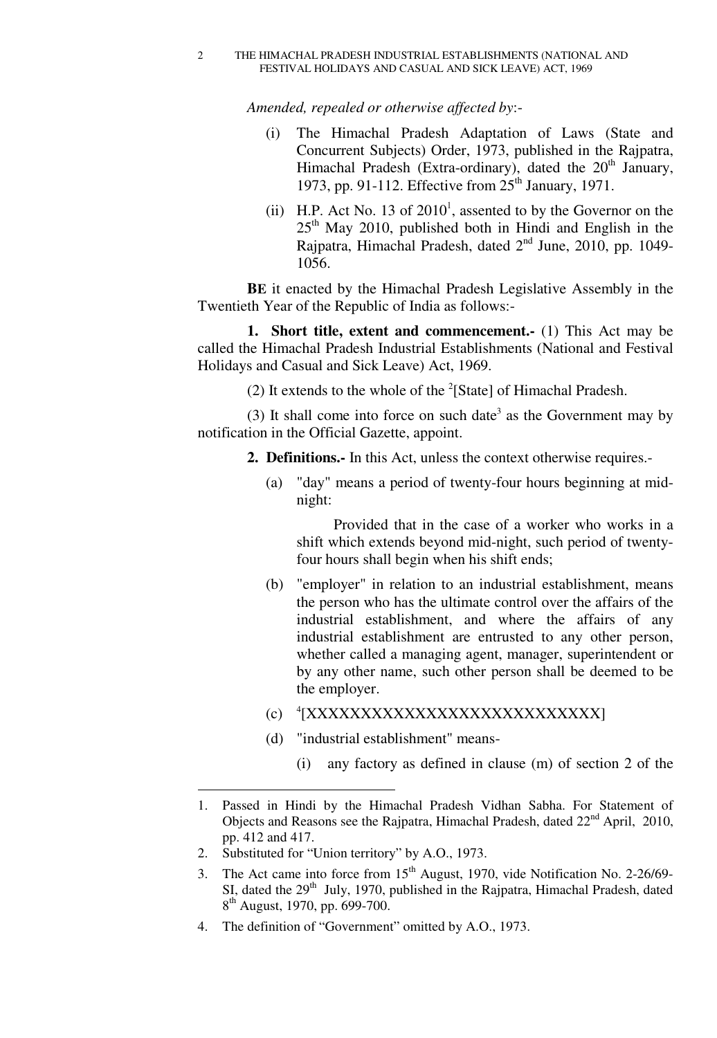*Amended, repealed or otherwise affected by*:-

(i) The Himachal Pradesh Adaptation of Laws (State and Concurrent Subjects) Order, 1973, published in the Rajpatra, Himachal Pradesh (Extra-ordinary), dated the 20th January, 1973, pp. 91-112. Effective from 25th January, 1971.

(ii) H.P. Act No. 13 of 2010[1], assented to by the Governor on the 25th May 2010, published both in Hindi and English in the Rajpatra, Himachal Pradesh, dated 2nd June, 2010, pp. 1049-1056.

**BE** it enacted by the Himachal Pradesh Legislative Assembly in the Twentieth Year of the Republic of India as follows:-

**1. Short title, extent and commencement.-** (1) This Act may be called the Himachal Pradesh Industrial Establishments (National and Festival Holidays and Casual and Sick Leave) Act, 1969.

(2) It extends to the whole of the [2][State] of Himachal Pradesh.

(3) It shall come into force on such date[3] as the Government may by notification in the Official Gazette, appoint.

**2. Definitions.-** In this Act, unless the context otherwise requires.-

(a) "day" means a period of twenty-four hours beginning at mid-night:

Provided that in the case of a worker who works in a shift which extends beyond mid-night, such period of twenty-four hours shall begin when his shift ends;

(b) "employer" in relation to an industrial establishment, means the person who has the ultimate control over the affairs of the industrial establishment, and where the affairs of any industrial establishment are entrusted to any other person, whether called a managing agent, manager, superintendent or by any other name, such other person shall be deemed to be the employer.

(c) [4][XXXXXXXXXXXXXXXXXXXXXXXXXXXX]

(d) "industrial establishment" means-

(i) any factory as defined in clause (m) of section 2 of the

---

1. Passed in Hindi by the Himachal Pradesh Vidhan Sabha. For Statement of Objects and Reasons see the Rajpatra, Himachal Pradesh, dated 22nd April, 2010, pp. 412 and 417.
2. Substituted for "Union territory" by A.O., 1973.
3. The Act came into force from 15th August, 1970, vide Notification No. 2-26/69-SI, dated the 29th July, 1970, published in the Rajpatra, Himachal Pradesh, dated 8th August, 1970, pp. 699-700.
4. The definition of "Government" omitted by A.O., 1973.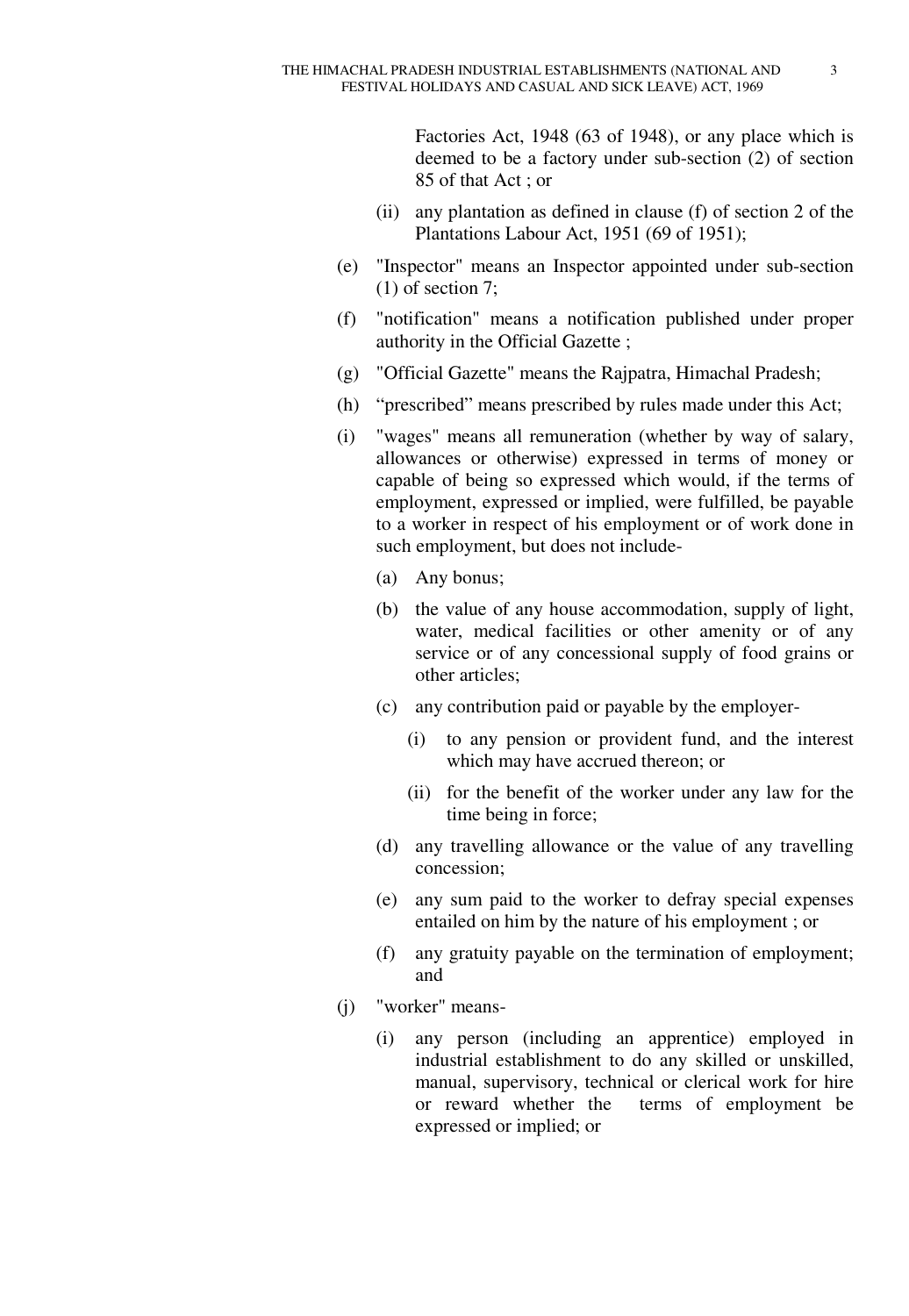Factories Act, 1948 (63 of 1948), or any place which is deemed to be a factory under sub-section (2) of section 85 of that Act ; or

(ii) any plantation as defined in clause (f) of section 2 of the Plantations Labour Act, 1951 (69 of 1951);

(e) "Inspector" means an Inspector appointed under sub-section (1) of section 7;

(f) "notification" means a notification published under proper authority in the Official Gazette ;

(g) "Official Gazette" means the Rajpatra, Himachal Pradesh;

(h) "prescribed" means prescribed by rules made under this Act;

(i) "wages" means all remuneration (whether by way of salary, allowances or otherwise) expressed in terms of money or capable of being so expressed which would, if the terms of employment, expressed or implied, were fulfilled, be payable to a worker in respect of his employment or of work done in such employment, but does not include-

   (a) Any bonus;

   (b) the value of any house accommodation, supply of light, water, medical facilities or other amenity or of any service or of any concessional supply of food grains or other articles;

   (c) any contribution paid or payable by the employer-

      (i) to any pension or provident fund, and the interest which may have accrued thereon; or

      (ii) for the benefit of the worker under any law for the time being in force;

   (d) any travelling allowance or the value of any travelling concession;

   (e) any sum paid to the worker to defray special expenses entailed on him by the nature of his employment ; or

   (f) any gratuity payable on the termination of employment; and

(j) "worker" means-

   (i) any person (including an apprentice) employed in industrial establishment to do any skilled or unskilled, manual, supervisory, technical or clerical work for hire or reward whether the terms of employment be expressed or implied; or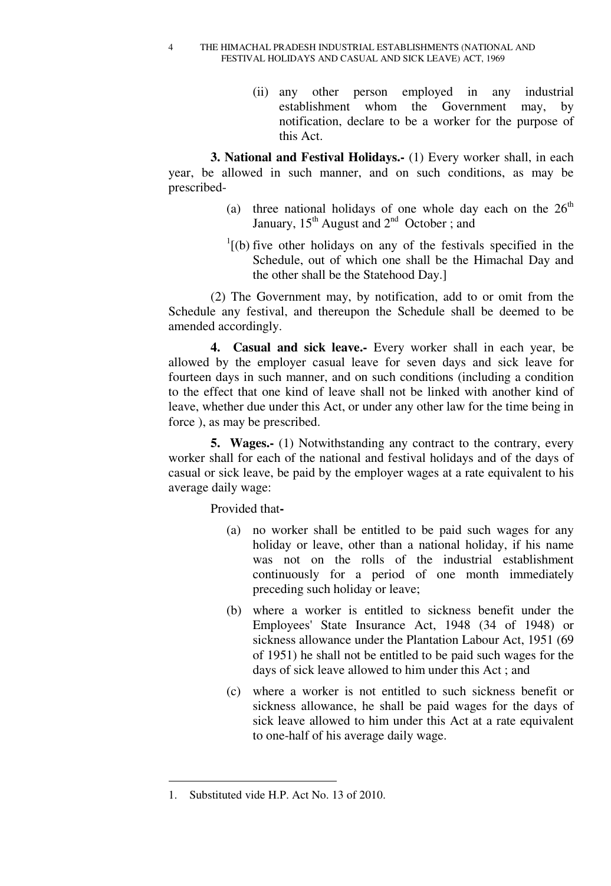(ii) any other person employed in any industrial establishment whom the Government may, by notification, declare to be a worker for the purpose of this Act.

**3. National and Festival Holidays.-** (1) Every worker shall, in each year, be allowed in such manner, and on such conditions, as may be prescribed-

(a) three national holidays of one whole day each on the 26th January, 15th August and 2nd October ; and

[1][(b) five other holidays on any of the festivals specified in the Schedule, out of which one shall be the Himachal Day and the other shall be the Statehood Day.]

(2) The Government may, by notification, add to or omit from the Schedule any festival, and thereupon the Schedule shall be deemed to be amended accordingly.

**4. Casual and sick leave.-** Every worker shall in each year, be allowed by the employer casual leave for seven days and sick leave for fourteen days in such manner, and on such conditions (including a condition to the effect that one kind of leave shall not be linked with another kind of leave, whether due under this Act, or under any other law for the time being in force ), as may be prescribed.

**5. Wages.-** (1) Notwithstanding any contract to the contrary, every worker shall for each of the national and festival holidays and of the days of casual or sick leave, be paid by the employer wages at a rate equivalent to his average daily wage:

Provided that**-**

(a) no worker shall be entitled to be paid such wages for any holiday or leave, other than a national holiday, if his name was not on the rolls of the industrial establishment continuously for a period of one month immediately preceding such holiday or leave;

(b) where a worker is entitled to sickness benefit under the Employees' State Insurance Act, 1948 (34 of 1948) or sickness allowance under the Plantation Labour Act, 1951 (69 of 1951) he shall not be entitled to be paid such wages for the days of sick leave allowed to him under this Act ; and

(c) where a worker is not entitled to such sickness benefit or sickness allowance, he shall be paid wages for the days of sick leave allowed to him under this Act at a rate equivalent to one-half of his average daily wage.

---

1. Substituted vide H.P. Act No. 13 of 2010.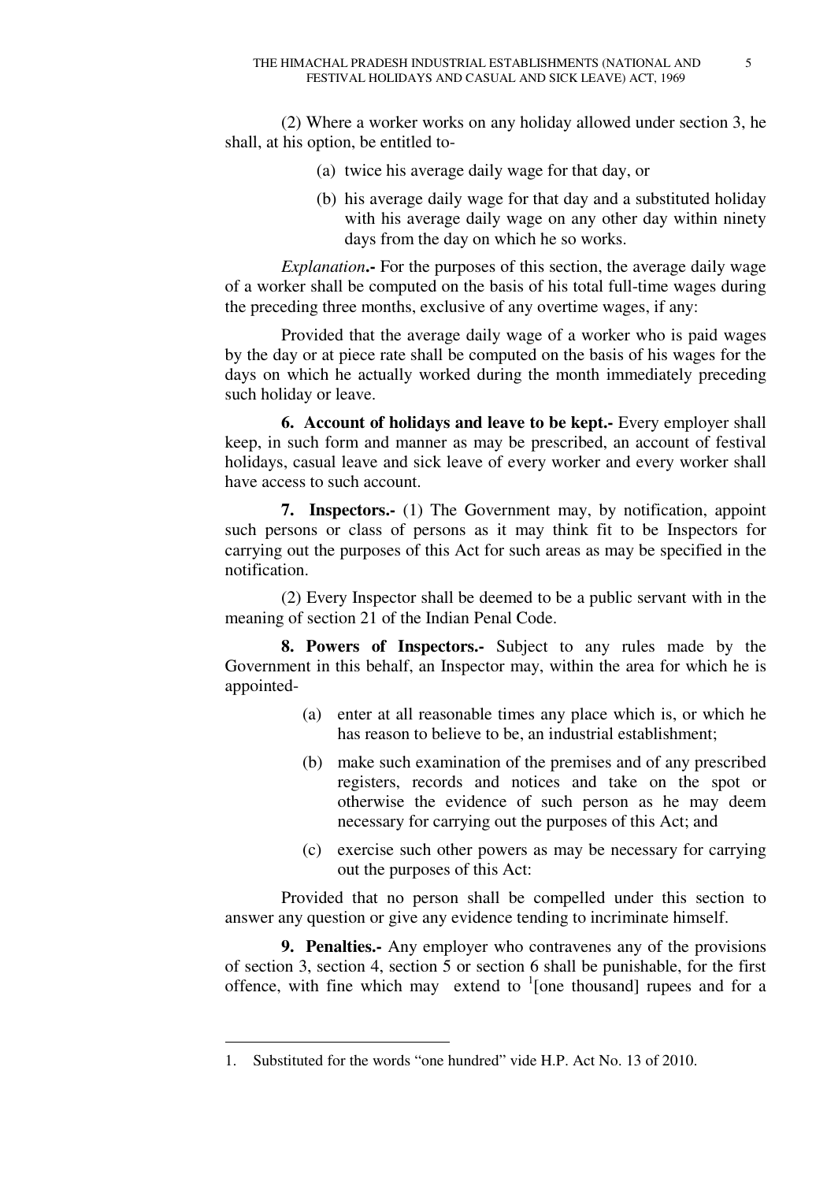(2) Where a worker works on any holiday allowed under section 3, he shall, at his option, be entitled to-

(a) twice his average daily wage for that day, or

(b) his average daily wage for that day and a substituted holiday with his average daily wage on any other day within ninety days from the day on which he so works.

*Explanation***.-** For the purposes of this section, the average daily wage of a worker shall be computed on the basis of his total full-time wages during the preceding three months, exclusive of any overtime wages, if any:

Provided that the average daily wage of a worker who is paid wages by the day or at piece rate shall be computed on the basis of his wages for the days on which he actually worked during the month immediately preceding such holiday or leave.

**6. Account of holidays and leave to be kept.-** Every employer shall keep, in such form and manner as may be prescribed, an account of festival holidays, casual leave and sick leave of every worker and every worker shall have access to such account.

**7. Inspectors.-** (1) The Government may, by notification, appoint such persons or class of persons as it may think fit to be Inspectors for carrying out the purposes of this Act for such areas as may be specified in the notification.

(2) Every Inspector shall be deemed to be a public servant with in the meaning of section 21 of the Indian Penal Code.

**8. Powers of Inspectors.-** Subject to any rules made by the Government in this behalf, an Inspector may, within the area for which he is appointed-

(a) enter at all reasonable times any place which is, or which he has reason to believe to be, an industrial establishment;

(b) make such examination of the premises and of any prescribed registers, records and notices and take on the spot or otherwise the evidence of such person as he may deem necessary for carrying out the purposes of this Act; and

(c) exercise such other powers as may be necessary for carrying out the purposes of this Act:

Provided that no person shall be compelled under this section to answer any question or give any evidence tending to incriminate himself.

**9. Penalties.-** Any employer who contravenes any of the provisions of section 3, section 4, section 5 or section 6 shall be punishable, for the first offence, with fine which may extend to [1][one thousand] rupees and for a

---

1. Substituted for the words "one hundred" vide H.P. Act No. 13 of 2010.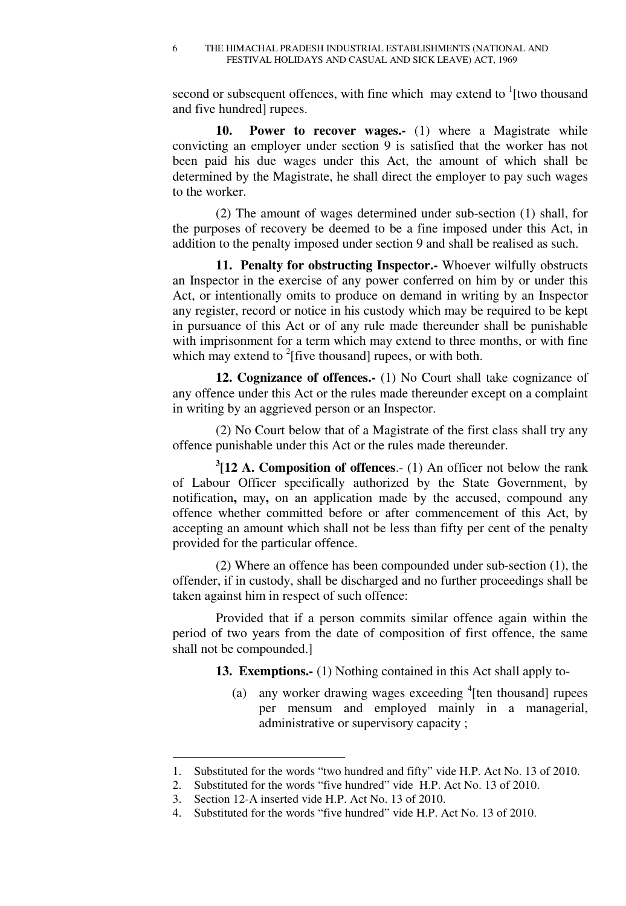second or subsequent offences, with fine which may extend to [1][two thousand and five hundred] rupees.

**10. Power to recover wages.-** (1) where a Magistrate while convicting an employer under section 9 is satisfied that the worker has not been paid his due wages under this Act, the amount of which shall be determined by the Magistrate, he shall direct the employer to pay such wages to the worker.

(2) The amount of wages determined under sub-section (1) shall, for the purposes of recovery be deemed to be a fine imposed under this Act, in addition to the penalty imposed under section 9 and shall be realised as such.

**11. Penalty for obstructing Inspector.-** Whoever wilfully obstructs an Inspector in the exercise of any power conferred on him by or under this Act, or intentionally omits to produce on demand in writing by an Inspector any register, record or notice in his custody which may be required to be kept in pursuance of this Act or of any rule made thereunder shall be punishable with imprisonment for a term which may extend to three months, or with fine which may extend to [2][five thousand] rupees, or with both.

**12. Cognizance of offences.-** (1) No Court shall take cognizance of any offence under this Act or the rules made thereunder except on a complaint in writing by an aggrieved person or an Inspector.

(2) No Court below that of a Magistrate of the first class shall try any offence punishable under this Act or the rules made thereunder.

[3]**[12 A. Composition of offences**.- (1) An officer not below the rank of Labour Officer specifically authorized by the State Government, by notification**,** may**,** on an application made by the accused, compound any offence whether committed before or after commencement of this Act, by accepting an amount which shall not be less than fifty per cent of the penalty provided for the particular offence.

(2) Where an offence has been compounded under sub-section (1), the offender, if in custody, shall be discharged and no further proceedings shall be taken against him in respect of such offence:

Provided that if a person commits similar offence again within the period of two years from the date of composition of first offence, the same shall not be compounded.]

**13. Exemptions.-** (1) Nothing contained in this Act shall apply to-

(a) any worker drawing wages exceeding [4][ten thousand] rupees per mensum and employed mainly in a managerial, administrative or supervisory capacity ;

---

1. Substituted for the words "two hundred and fifty" vide H.P. Act No. 13 of 2010.
2. Substituted for the words "five hundred" vide H.P. Act No. 13 of 2010.
3. Section 12-A inserted vide H.P. Act No. 13 of 2010.
4. Substituted for the words "five hundred" vide H.P. Act No. 13 of 2010.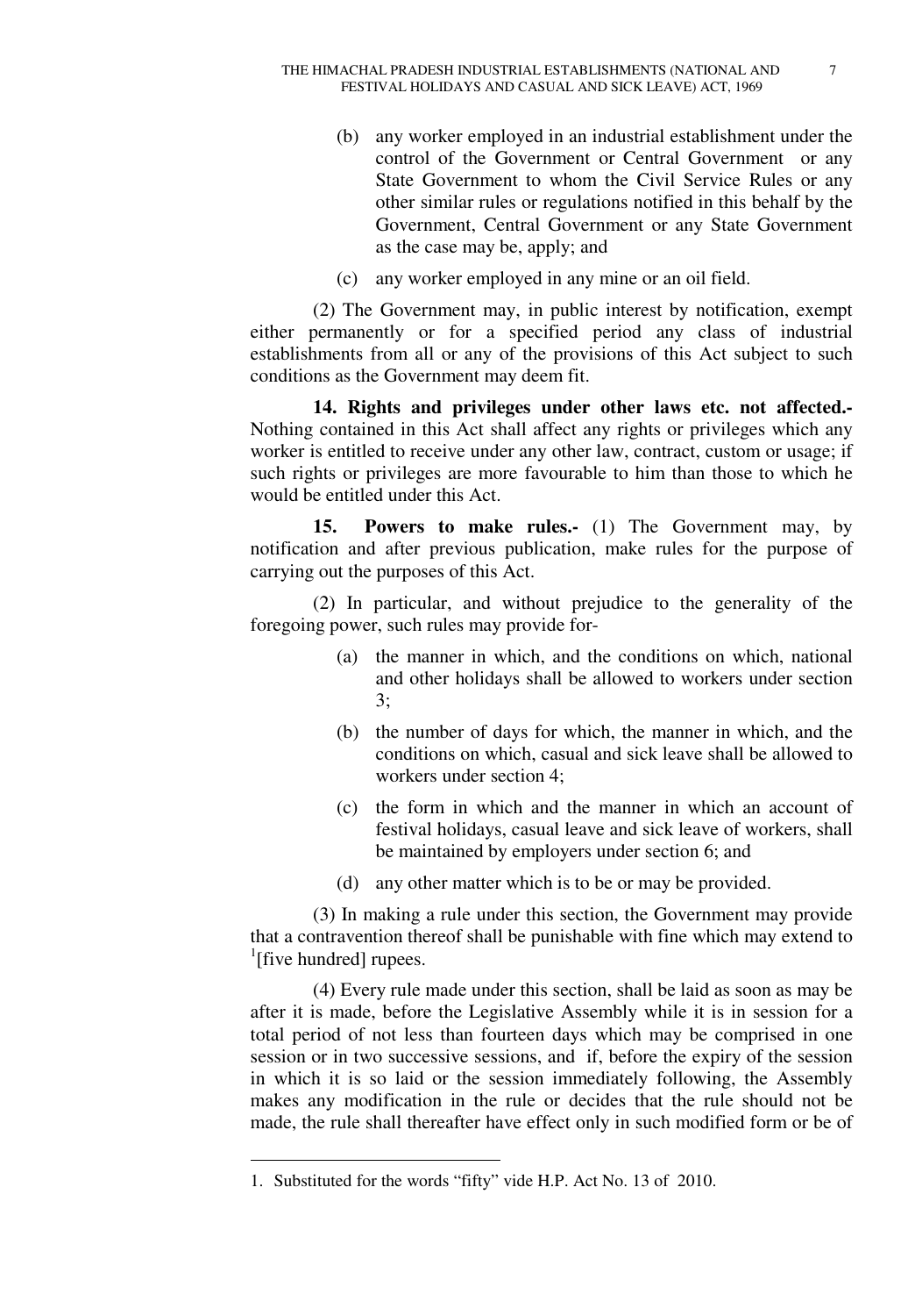(b) any worker employed in an industrial establishment under the control of the Government or Central Government or any State Government to whom the Civil Service Rules or any other similar rules or regulations notified in this behalf by the Government, Central Government or any State Government as the case may be, apply; and

(c) any worker employed in any mine or an oil field.

(2) The Government may, in public interest by notification, exempt either permanently or for a specified period any class of industrial establishments from all or any of the provisions of this Act subject to such conditions as the Government may deem fit.

**14. Rights and privileges under other laws etc. not affected.-** Nothing contained in this Act shall affect any rights or privileges which any worker is entitled to receive under any other law, contract, custom or usage; if such rights or privileges are more favourable to him than those to which he would be entitled under this Act.

**15. Powers to make rules.-** (1) The Government may, by notification and after previous publication, make rules for the purpose of carrying out the purposes of this Act.

(2) In particular, and without prejudice to the generality of the foregoing power, such rules may provide for-

(a) the manner in which, and the conditions on which, national and other holidays shall be allowed to workers under section 3;

(b) the number of days for which, the manner in which, and the conditions on which, casual and sick leave shall be allowed to workers under section 4;

(c) the form in which and the manner in which an account of festival holidays, casual leave and sick leave of workers, shall be maintained by employers under section 6; and

(d) any other matter which is to be or may be provided.

(3) In making a rule under this section, the Government may provide that a contravention thereof shall be punishable with fine which may extend to [1][five hundred] rupees.

(4) Every rule made under this section, shall be laid as soon as may be after it is made, before the Legislative Assembly while it is in session for a total period of not less than fourteen days which may be comprised in one session or in two successive sessions, and if, before the expiry of the session in which it is so laid or the session immediately following, the Assembly makes any modification in the rule or decides that the rule should not be made, the rule shall thereafter have effect only in such modified form or be of

---

1. Substituted for the words "fifty" vide H.P. Act No. 13 of 2010.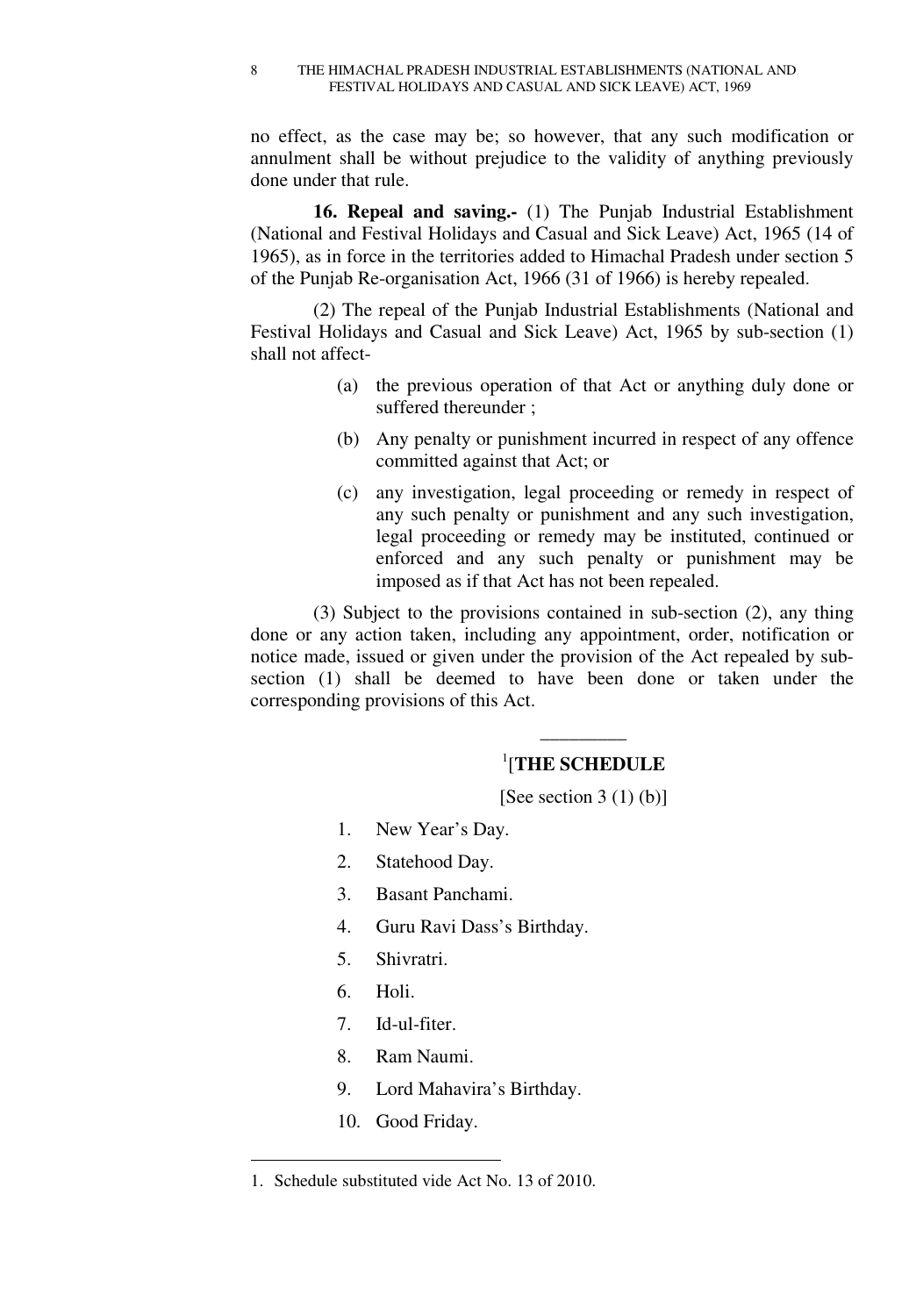no effect, as the case may be; so however, that any such modification or annulment shall be without prejudice to the validity of anything previously done under that rule.

**16. Repeal and saving.-** (1) The Punjab Industrial Establishment (National and Festival Holidays and Casual and Sick Leave) Act, 1965 (14 of 1965), as in force in the territories added to Himachal Pradesh under section 5 of the Punjab Re-organisation Act, 1966 (31 of 1966) is hereby repealed.

(2) The repeal of the Punjab Industrial Establishments (National and Festival Holidays and Casual and Sick Leave) Act, 1965 by sub-section (1) shall not affect-

(a) the previous operation of that Act or anything duly done or suffered thereunder ;

(b) Any penalty or punishment incurred in respect of any offence committed against that Act; or

(c) any investigation, legal proceeding or remedy in respect of any such penalty or punishment and any such investigation, legal proceeding or remedy may be instituted, continued or enforced and any such penalty or punishment may be imposed as if that Act has not been repealed.

(3) Subject to the provisions contained in sub-section (2), any thing done or any action taken, including any appointment, order, notification or notice made, issued or given under the provision of the Act repealed by sub-section (1) shall be deemed to have been done or taken under the corresponding provisions of this Act.

---

[1][**THE SCHEDULE**

[See section 3 (1) (b)]

1. New Year's Day.
2. Statehood Day.
3. Basant Panchami.
4. Guru Ravi Dass's Birthday.
5. Shivratri.
6. Holi.
7. Id-ul-fiter.
8. Ram Naumi.
9. Lord Mahavira's Birthday.
10. Good Friday.

---

1. Schedule substituted vide Act No. 13 of 2010.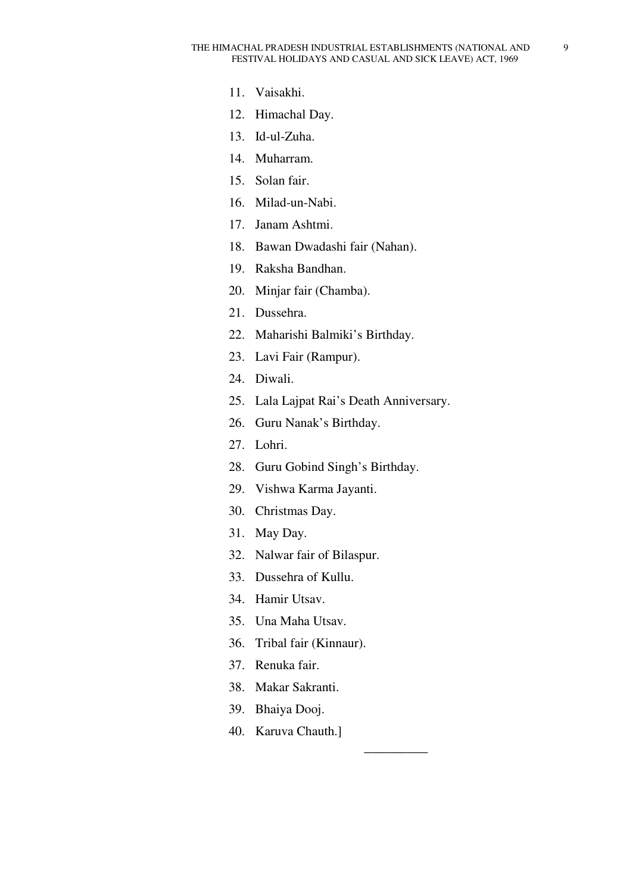11. Vaisakhi.
12. Himachal Day.
13. Id-ul-Zuha.
14. Muharram.
15. Solan fair.
16. Milad-un-Nabi.
17. Janam Ashtmi.
18. Bawan Dwadashi fair (Nahan).
19. Raksha Bandhan.
20. Minjar fair (Chamba).
21. Dussehra.
22. Maharishi Balmiki's Birthday.
23. Lavi Fair (Rampur).
24. Diwali.
25. Lala Lajpat Rai's Death Anniversary.
26. Guru Nanak's Birthday.
27. Lohri.
28. Guru Gobind Singh's Birthday.
29. Vishwa Karma Jayanti.
30. Christmas Day.
31. May Day.
32. Nalwar fair of Bilaspur.
33. Dussehra of Kullu.
34. Hamir Utsav.
35. Una Maha Utsav.
36. Tribal fair (Kinnaur).
37. Renuka fair.
38. Makar Sakranti.
39. Bhaiya Dooj.
40. Karuva Chauth.]

__________